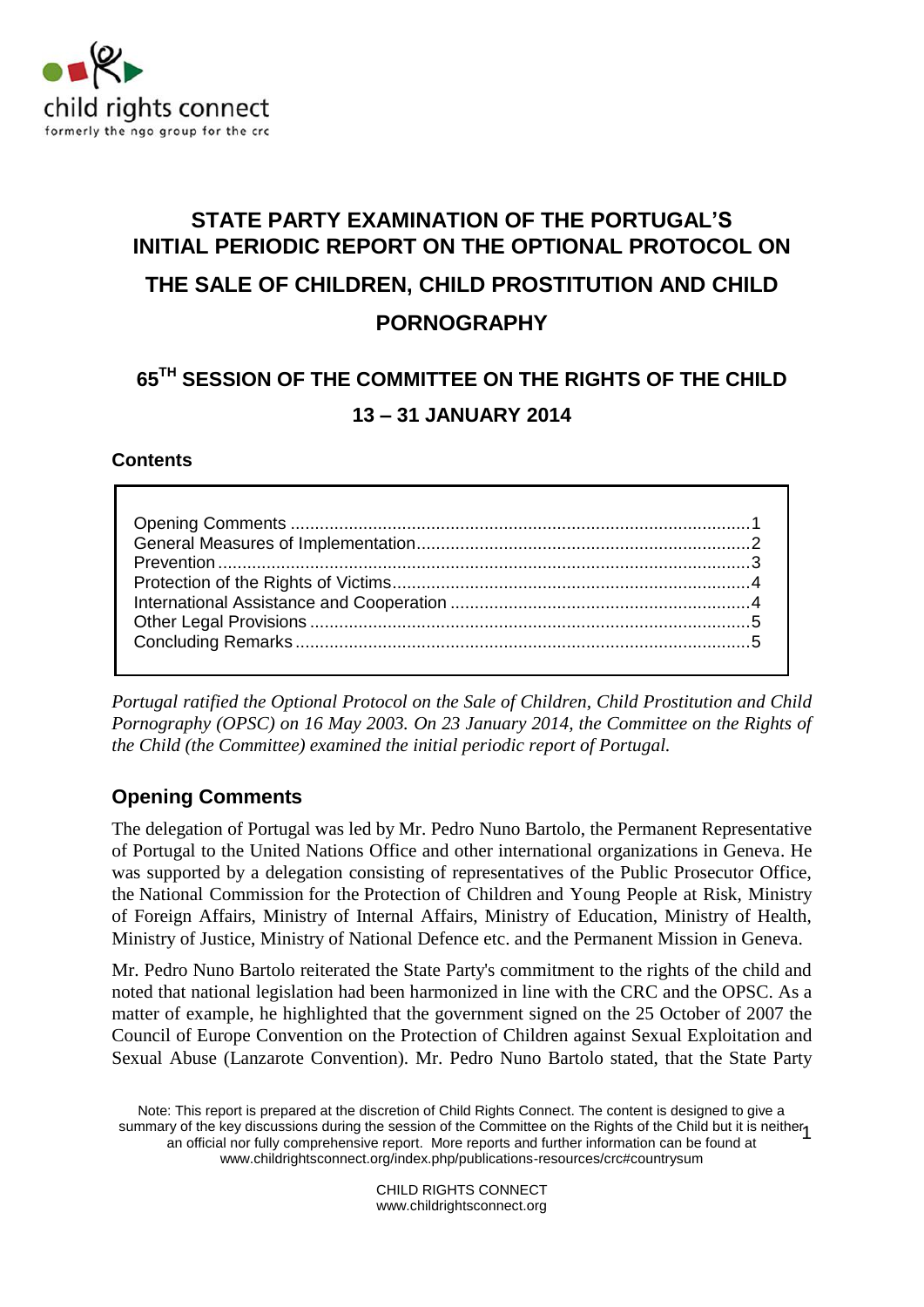child rights connect
formerly the ngo group for the crc

# STATE PARTY EXAMINATION OF THE PORTUGAL'S INITIAL PERIODIC REPORT ON THE OPTIONAL PROTOCOL ON THE SALE OF CHILDREN, CHILD PROSTITUTION AND CHILD PORNOGRAPHY

## 65TH SESSION OF THE COMMITTEE ON THE RIGHTS OF THE CHILD

## 13 – 31 JANUARY 2014

**Contents**

| | |
|---|---|
| Opening Comments | 1 |
| General Measures of Implementation | 2 |
| Prevention | 3 |
| Protection of the Rights of Victims | 4 |
| International Assistance and Cooperation | 4 |
| Other Legal Provisions | 5 |
| Concluding Remarks | 5 |

*Portugal ratified the Optional Protocol on the Sale of Children, Child Prostitution and Child Pornography (OPSC) on 16 May 2003. On 23 January 2014, the Committee on the Rights of the Child (the Committee) examined the initial periodic report of Portugal.*

## Opening Comments

The delegation of Portugal was led by Mr. Pedro Nuno Bartolo, the Permanent Representative of Portugal to the United Nations Office and other international organizations in Geneva. He was supported by a delegation consisting of representatives of the Public Prosecutor Office, the National Commission for the Protection of Children and Young People at Risk, Ministry of Foreign Affairs, Ministry of Internal Affairs, Ministry of Education, Ministry of Health, Ministry of Justice, Ministry of National Defence etc. and the Permanent Mission in Geneva.

Mr. Pedro Nuno Bartolo reiterated the State Party's commitment to the rights of the child and noted that national legislation had been harmonized in line with the CRC and the OPSC. As a matter of example, he highlighted that the government signed on the 25 October of 2007 the Council of Europe Convention on the Protection of Children against Sexual Exploitation and Sexual Abuse (Lanzarote Convention). Mr. Pedro Nuno Bartolo stated, that the State Party

Note: This report is prepared at the discretion of Child Rights Connect. The content is designed to give a summary of the key discussions during the session of the Committee on the Rights of the Child but it is neither an official nor fully comprehensive report. More reports and further information can be found at www.childrightsconnect.org/index.php/publications-resources/crc#countrysum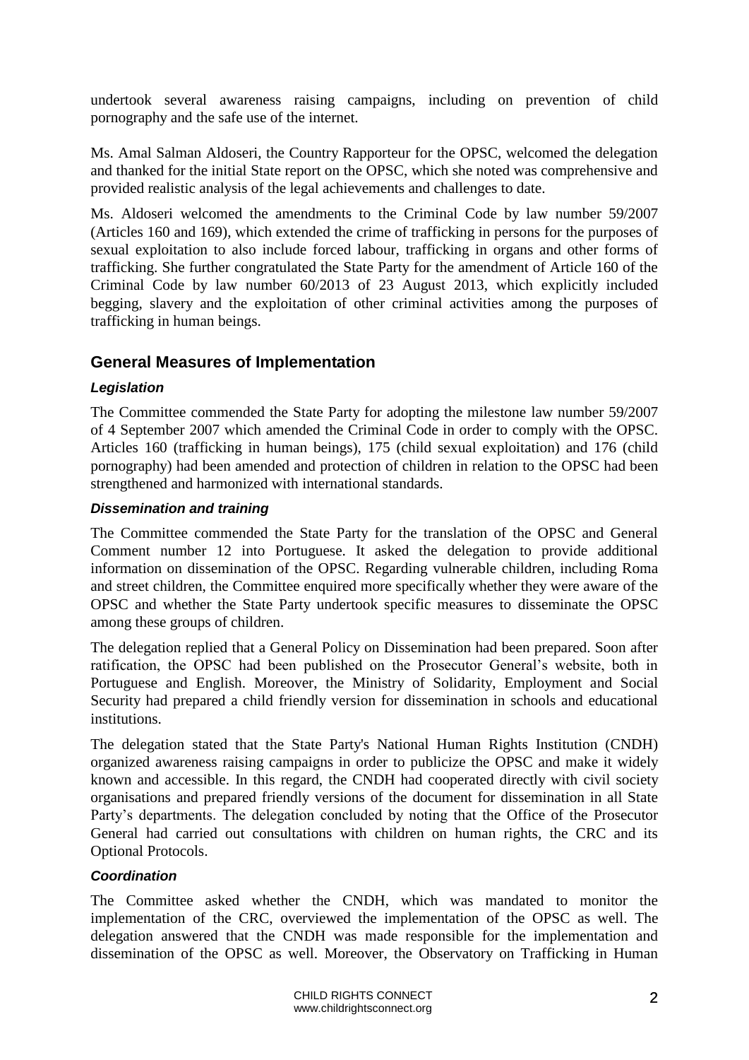undertook several awareness raising campaigns, including on prevention of child pornography and the safe use of the internet.

Ms. Amal Salman Aldoseri, the Country Rapporteur for the OPSC, welcomed the delegation and thanked for the initial State report on the OPSC, which she noted was comprehensive and provided realistic analysis of the legal achievements and challenges to date.

Ms. Aldoseri welcomed the amendments to the Criminal Code by law number 59/2007 (Articles 160 and 169), which extended the crime of trafficking in persons for the purposes of sexual exploitation to also include forced labour, trafficking in organs and other forms of trafficking. She further congratulated the State Party for the amendment of Article 160 of the Criminal Code by law number 60/2013 of 23 August 2013, which explicitly included begging, slavery and the exploitation of other criminal activities among the purposes of trafficking in human beings.

## General Measures of Implementation

### *Legislation*

The Committee commended the State Party for adopting the milestone law number 59/2007 of 4 September 2007 which amended the Criminal Code in order to comply with the OPSC. Articles 160 (trafficking in human beings), 175 (child sexual exploitation) and 176 (child pornography) had been amended and protection of children in relation to the OPSC had been strengthened and harmonized with international standards.

### *Dissemination and training*

The Committee commended the State Party for the translation of the OPSC and General Comment number 12 into Portuguese. It asked the delegation to provide additional information on dissemination of the OPSC. Regarding vulnerable children, including Roma and street children, the Committee enquired more specifically whether they were aware of the OPSC and whether the State Party undertook specific measures to disseminate the OPSC among these groups of children.

The delegation replied that a General Policy on Dissemination had been prepared. Soon after ratification, the OPSC had been published on the Prosecutor General's website, both in Portuguese and English. Moreover, the Ministry of Solidarity, Employment and Social Security had prepared a child friendly version for dissemination in schools and educational institutions.

The delegation stated that the State Party's National Human Rights Institution (CNDH) organized awareness raising campaigns in order to publicize the OPSC and make it widely known and accessible. In this regard, the CNDH had cooperated directly with civil society organisations and prepared friendly versions of the document for dissemination in all State Party's departments. The delegation concluded by noting that the Office of the Prosecutor General had carried out consultations with children on human rights, the CRC and its Optional Protocols.

### *Coordination*

The Committee asked whether the CNDH, which was mandated to monitor the implementation of the CRC, overviewed the implementation of the OPSC as well. The delegation answered that the CNDH was made responsible for the implementation and dissemination of the OPSC as well. Moreover, the Observatory on Trafficking in Human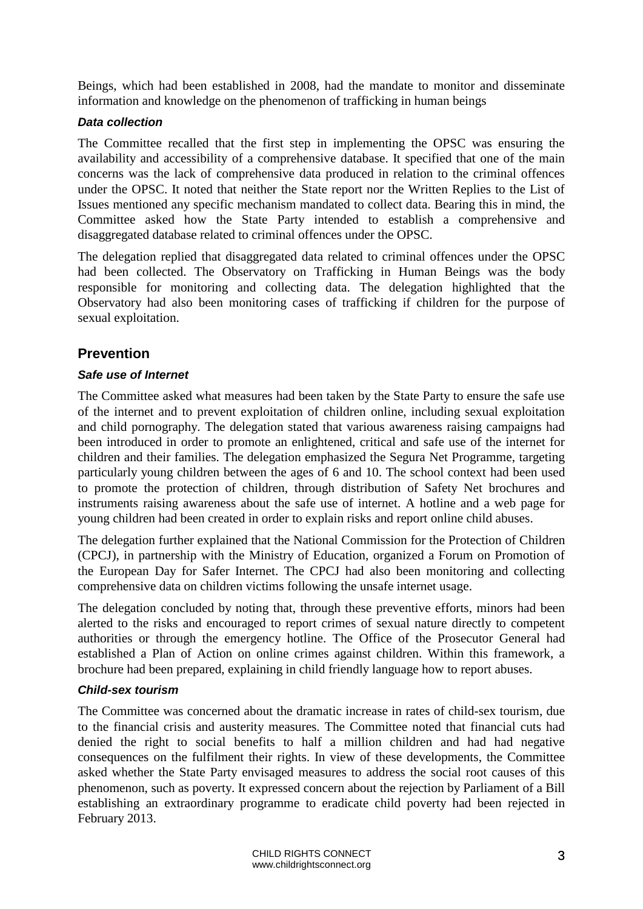Beings, which had been established in 2008, had the mandate to monitor and disseminate information and knowledge on the phenomenon of trafficking in human beings

#### *Data collection*

The Committee recalled that the first step in implementing the OPSC was ensuring the availability and accessibility of a comprehensive database. It specified that one of the main concerns was the lack of comprehensive data produced in relation to the criminal offences under the OPSC. It noted that neither the State report nor the Written Replies to the List of Issues mentioned any specific mechanism mandated to collect data. Bearing this in mind, the Committee asked how the State Party intended to establish a comprehensive and disaggregated database related to criminal offences under the OPSC.

The delegation replied that disaggregated data related to criminal offences under the OPSC had been collected. The Observatory on Trafficking in Human Beings was the body responsible for monitoring and collecting data. The delegation highlighted that the Observatory had also been monitoring cases of trafficking if children for the purpose of sexual exploitation.

### Prevention

#### *Safe use of Internet*

The Committee asked what measures had been taken by the State Party to ensure the safe use of the internet and to prevent exploitation of children online, including sexual exploitation and child pornography. The delegation stated that various awareness raising campaigns had been introduced in order to promote an enlightened, critical and safe use of the internet for children and their families. The delegation emphasized the Segura Net Programme, targeting particularly young children between the ages of 6 and 10. The school context had been used to promote the protection of children, through distribution of Safety Net brochures and instruments raising awareness about the safe use of internet. A hotline and a web page for young children had been created in order to explain risks and report online child abuses.

The delegation further explained that the National Commission for the Protection of Children (CPCJ), in partnership with the Ministry of Education, organized a Forum on Promotion of the European Day for Safer Internet. The CPCJ had also been monitoring and collecting comprehensive data on children victims following the unsafe internet usage.

The delegation concluded by noting that, through these preventive efforts, minors had been alerted to the risks and encouraged to report crimes of sexual nature directly to competent authorities or through the emergency hotline. The Office of the Prosecutor General had established a Plan of Action on online crimes against children. Within this framework, a brochure had been prepared, explaining in child friendly language how to report abuses.

#### *Child-sex tourism*

The Committee was concerned about the dramatic increase in rates of child-sex tourism, due to the financial crisis and austerity measures. The Committee noted that financial cuts had denied the right to social benefits to half a million children and had had negative consequences on the fulfilment their rights. In view of these developments, the Committee asked whether the State Party envisaged measures to address the social root causes of this phenomenon, such as poverty. It expressed concern about the rejection by Parliament of a Bill establishing an extraordinary programme to eradicate child poverty had been rejected in February 2013.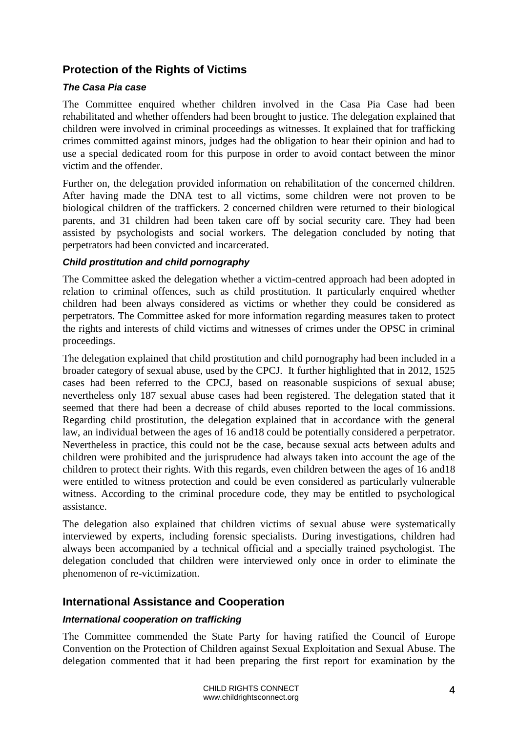## Protection of the Rights of Victims

### *The Casa Pia case*

The Committee enquired whether children involved in the Casa Pia Case had been rehabilitated and whether offenders had been brought to justice. The delegation explained that children were involved in criminal proceedings as witnesses. It explained that for trafficking crimes committed against minors, judges had the obligation to hear their opinion and had to use a special dedicated room for this purpose in order to avoid contact between the minor victim and the offender.

Further on, the delegation provided information on rehabilitation of the concerned children. After having made the DNA test to all victims, some children were not proven to be biological children of the traffickers. 2 concerned children were returned to their biological parents, and 31 children had been taken care off by social security care. They had been assisted by psychologists and social workers. The delegation concluded by noting that perpetrators had been convicted and incarcerated.

### *Child prostitution and child pornography*

The Committee asked the delegation whether a victim-centred approach had been adopted in relation to criminal offences, such as child prostitution. It particularly enquired whether children had been always considered as victims or whether they could be considered as perpetrators. The Committee asked for more information regarding measures taken to protect the rights and interests of child victims and witnesses of crimes under the OPSC in criminal proceedings.

The delegation explained that child prostitution and child pornography had been included in a broader category of sexual abuse, used by the CPCJ. It further highlighted that in 2012, 1525 cases had been referred to the CPCJ, based on reasonable suspicions of sexual abuse; nevertheless only 187 sexual abuse cases had been registered. The delegation stated that it seemed that there had been a decrease of child abuses reported to the local commissions. Regarding child prostitution, the delegation explained that in accordance with the general law, an individual between the ages of 16 and18 could be potentially considered a perpetrator. Nevertheless in practice, this could not be the case, because sexual acts between adults and children were prohibited and the jurisprudence had always taken into account the age of the children to protect their rights. With this regards, even children between the ages of 16 and18 were entitled to witness protection and could be even considered as particularly vulnerable witness. According to the criminal procedure code, they may be entitled to psychological assistance.

The delegation also explained that children victims of sexual abuse were systematically interviewed by experts, including forensic specialists. During investigations, children had always been accompanied by a technical official and a specially trained psychologist. The delegation concluded that children were interviewed only once in order to eliminate the phenomenon of re-victimization.

## International Assistance and Cooperation

### *International cooperation on trafficking*

The Committee commended the State Party for having ratified the Council of Europe Convention on the Protection of Children against Sexual Exploitation and Sexual Abuse. The delegation commented that it had been preparing the first report for examination by the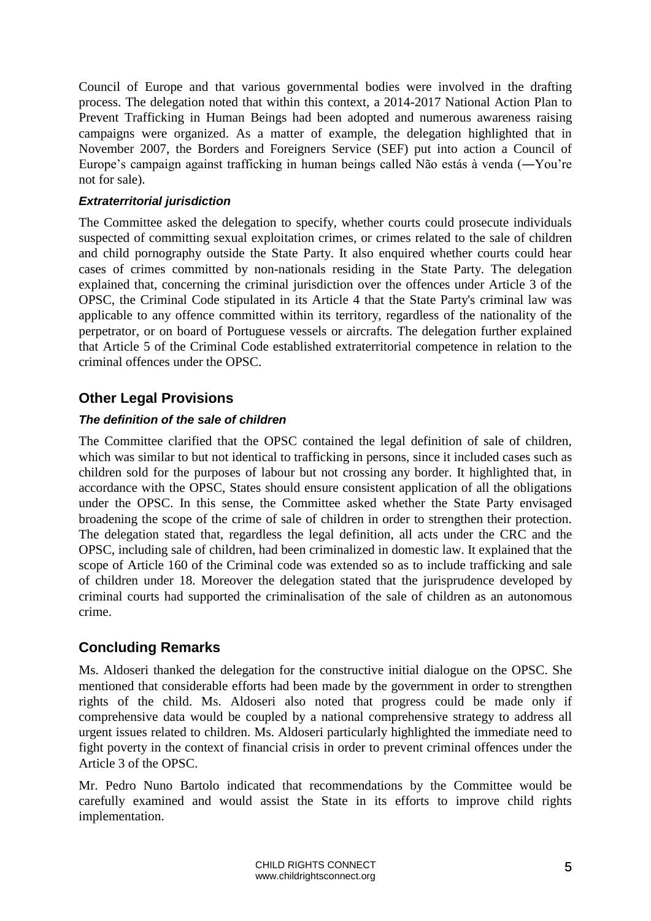Council of Europe and that various governmental bodies were involved in the drafting process. The delegation noted that within this context, a 2014-2017 National Action Plan to Prevent Trafficking in Human Beings had been adopted and numerous awareness raising campaigns were organized. As a matter of example, the delegation highlighted that in November 2007, the Borders and Foreigners Service (SEF) put into action a Council of Europe's campaign against trafficking in human beings called Não estás à venda (―You're not for sale).

### *Extraterritorial jurisdiction*

The Committee asked the delegation to specify, whether courts could prosecute individuals suspected of committing sexual exploitation crimes, or crimes related to the sale of children and child pornography outside the State Party. It also enquired whether courts could hear cases of crimes committed by non-nationals residing in the State Party. The delegation explained that, concerning the criminal jurisdiction over the offences under Article 3 of the OPSC, the Criminal Code stipulated in its Article 4 that the State Party's criminal law was applicable to any offence committed within its territory, regardless of the nationality of the perpetrator, or on board of Portuguese vessels or aircrafts. The delegation further explained that Article 5 of the Criminal Code established extraterritorial competence in relation to the criminal offences under the OPSC.

## Other Legal Provisions

### *The definition of the sale of children*

The Committee clarified that the OPSC contained the legal definition of sale of children, which was similar to but not identical to trafficking in persons, since it included cases such as children sold for the purposes of labour but not crossing any border. It highlighted that, in accordance with the OPSC, States should ensure consistent application of all the obligations under the OPSC. In this sense, the Committee asked whether the State Party envisaged broadening the scope of the crime of sale of children in order to strengthen their protection. The delegation stated that, regardless the legal definition, all acts under the CRC and the OPSC, including sale of children, had been criminalized in domestic law. It explained that the scope of Article 160 of the Criminal code was extended so as to include trafficking and sale of children under 18. Moreover the delegation stated that the jurisprudence developed by criminal courts had supported the criminalisation of the sale of children as an autonomous crime.

## Concluding Remarks

Ms. Aldoseri thanked the delegation for the constructive initial dialogue on the OPSC. She mentioned that considerable efforts had been made by the government in order to strengthen rights of the child. Ms. Aldoseri also noted that progress could be made only if comprehensive data would be coupled by a national comprehensive strategy to address all urgent issues related to children. Ms. Aldoseri particularly highlighted the immediate need to fight poverty in the context of financial crisis in order to prevent criminal offences under the Article 3 of the OPSC.

Mr. Pedro Nuno Bartolo indicated that recommendations by the Committee would be carefully examined and would assist the State in its efforts to improve child rights implementation.